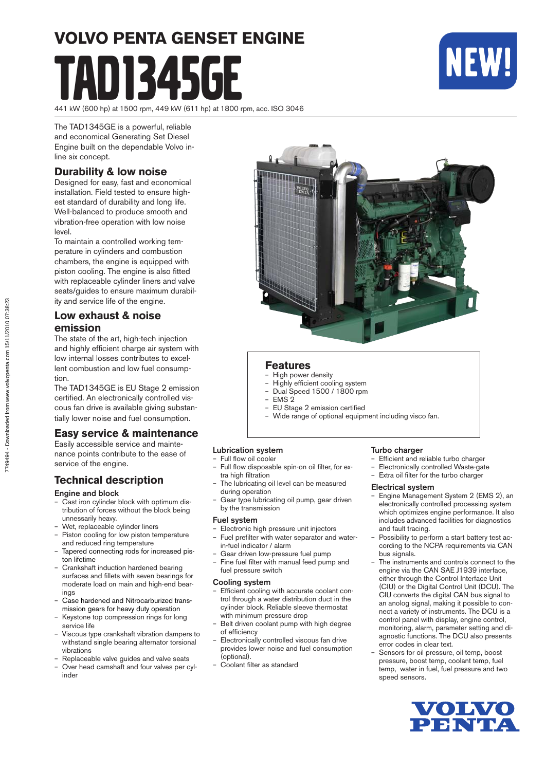# VOLVO PENTA GENSET ENGINE

# TAD1345GE

NEW!

441 kW (600 hp) at 1500 rpm, 449 kW (611 hp) at 1800 rpm, acc. ISO 3046

The TAD1345GE is a powerful, reliable and economical Generating Set Diesel Engine built on the dependable Volvo in-line six concept.

## Durability & low noise

Designed for easy, fast and economical installation. Field tested to ensure highest standard of durability and long life. Well-balanced to produce smooth and vibration-free operation with low noise level.

To maintain a controlled working temperature in cylinders and combustion chambers, the engine is equipped with piston cooling. The engine is also fitted with replaceable cylinder liners and valve seats/guides to ensure maximum durability and service life of the engine.

## Low exhaust & noise emission

The state of the art, high-tech injection and highly efficient charge air system with low internal losses contributes to excellent combustion and low fuel consumption.

The TAD1345GE is EU Stage 2 emission certified. An electronically controlled viscous fan drive is available giving substantially lower noise and fuel consumption.

## Easy service & maintenance

Easily accessible service and maintenance points contribute to the ease of service of the engine.

## Features

- High power density
- Highly efficient cooling system
- Dual Speed 1500 / 1800 rpm
- EMS 2
- EU Stage 2 emission certified
- Wide range of optional equipment including visco fan.

## Technical description

### Engine and block

- Cast iron cylinder block with optimum distribution of forces without the block being unnecessarily heavy.
- Wet, replaceable cylinder liners
- Piston cooling for low piston temperature and reduced ring temperature
- Tapered connecting rods for increased piston lifetime
- Crankshaft induction hardened bearing surfaces and fillets with seven bearings for moderate load on main and high-end bearings
- Case hardened and Nitrocarburized transmission gears for heavy duty operation
- Keystone top compression rings for long service life
- Viscous type crankshaft vibration dampers to withstand single bearing alternator torsional vibrations
- Replaceable valve guides and valve seats
- Over head camshaft and four valves per cylinder

### Lubrication system

- Full flow oil cooler
- Full flow disposable spin-on oil filter, for extra high filtration
- The lubricating oil level can be measured during operation
- Gear type lubricating oil pump, gear driven by the transmission

### Fuel system

- Electronic high pressure unit injectors
- Fuel prefilter with water separator and water-in-fuel indicator / alarm
- Gear driven low-pressure fuel pump
- Fine fuel filter with manual feed pump and fuel pressure switch

### Cooling system

- Efficient cooling with accurate coolant control through a water distribution duct in the cylinder block. Reliable sleeve thermostat with minimum pressure drop
- Belt driven coolant pump with high degree of efficiency
- Electronically controlled viscous fan drive provides lower noise and fuel consumption (optional).
- Coolant filter as standard

### Turbo charger

- Efficient and reliable turbo charger
- Electronically controlled Waste-gate
- Extra oil filter for the turbo charger

### Electrical system

- Engine Management System 2 (EMS 2), an electronically controlled processing system which optimizes engine performance. It also includes advanced facilities for diagnostics and fault tracing.
- Possibility to perform a start battery test according to the NCPA requirements via CAN bus signals.
- The instruments and controls connect to the engine via the CAN SAE J1939 interface, either through the Control Interface Unit (CIU) or the Digital Control Unit (DCU). The CIU converts the digital CAN bus signal to an anolog signal, making it possible to connect a variety of instruments. The DCU is a control panel with display, engine control, monitoring, alarm, parameter setting and diagnostic functions. The DCU also presents error codes in clear text.
- Sensors for oil pressure, oil temp, boost pressure, boost temp, coolant temp, fuel temp, water in fuel, fuel pressure and two speed sensors.

VOLVO PENTA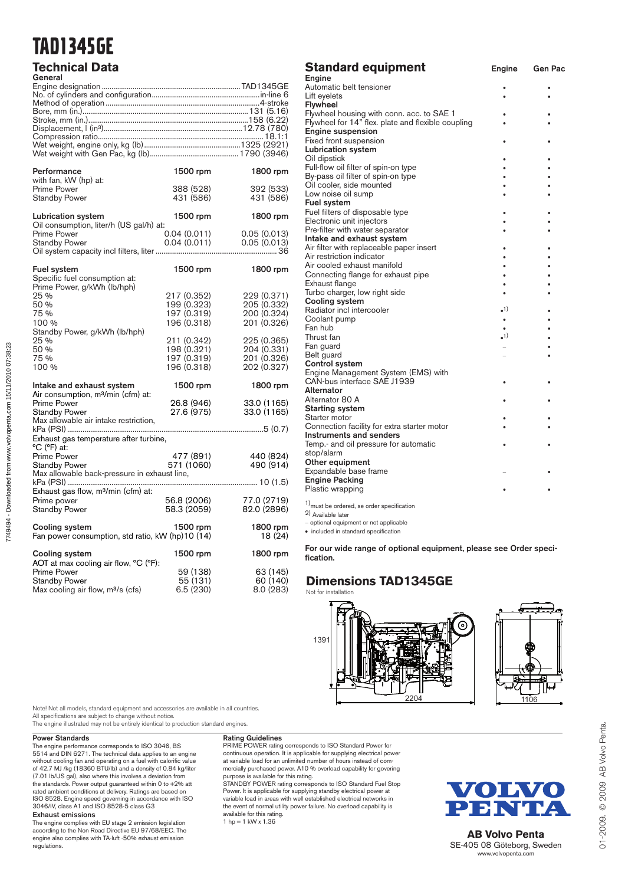# TAD1345GE

## Technical Data

### General

| | |
|---|---|
| Engine designation | TAD1345GE |
| No. of cylinders and configuration | in-line 6 |
| Method of operation | 4-stroke |
| Bore, mm (in.) | 131 (5.16) |
| Stroke, mm (in.) | 158 (6.22) |
| Displacement, l (in³) | 12.78 (780) |
| Compression ratio | 18.1:1 |
| Wet weight, engine only, kg (lb) | 1325 (2921) |
| Wet weight with Gen Pac, kg (lb) | 1790 (3946) |

| Performance | 1500 rpm | 1800 rpm |
|---|---|---|
| with fan, kW (hp) at: | | |
| Prime Power | 388 (528) | 392 (533) |
| Standby Power | 431 (586) | 431 (586) |

| Lubrication system | 1500 rpm | 1800 rpm |
|---|---|---|
| Oil consumption, liter/h (US gal/h) at: | | |
| Prime Power | 0.04 (0.011) | 0.05 (0.013) |
| Standby Power | 0.04 (0.011) | 0.05 (0.013) |
| Oil system capacity incl filters, liter | | 36 |

| Fuel system | 1500 rpm | 1800 rpm |
|---|---|---|
| Specific fuel consumption at: | | |
| Prime Power, g/kWh (lb/hph) | | |
| 25 % | 217 (0.352) | 229 (0.371) |
| 50 % | 199 (0.323) | 205 (0.332) |
| 75 % | 197 (0.319) | 200 (0.324) |
| 100 % | 196 (0.318) | 201 (0.326) |
| Standby Power, g/kWh (lb/hph) | | |
| 25 % | 211 (0.342) | 225 (0.365) |
| 50 % | 198 (0.321) | 204 (0.331) |
| 75 % | 197 (0.319) | 201 (0.326) |
| 100 % | 196 (0.318) | 202 (0.327) |

| Intake and exhaust system | 1500 rpm | 1800 rpm |
|---|---|---|
| Air consumption, m³/min (cfm) at: | | |
| Prime Power | 26.8 (946) | 33.0 (1165) |
| Standby Power | 27.6 (975) | 33.0 (1165) |
| Max allowable air intake restriction, kPa (PSI) | | 5 (0.7) |
| Exhaust gas temperature after turbine, °C (°F) at: | | |
| Prime Power | 477 (891) | 440 (824) |
| Standby Power | 571 (1060) | 490 (914) |
| Max allowable back-pressure in exhaust line, kPa (PSI) | | 10 (1.5) |
| Exhaust gas flow, m³/min (cfm) at: | | |
| Prime power | 56.8 (2006) | 77.0 (2719) |
| Standby Power | 58.3 (2059) | 82.0 (2896) |

| Cooling system | 1500 rpm | 1800 rpm |
|---|---|---|
| Fan power consumption, std ratio, kW (hp) | 10 (14) | 18 (24) |

| Cooling system | 1500 rpm | 1800 rpm |
|---|---|---|
| AOT at max cooling air flow, °C (°F): | | |
| Prime Power | 59 (138) | 63 (145) |
| Standby Power | 55 (131) | 60 (140) |
| Max cooling air flow, m³/s (cfs) | 6.5 (230) | 8.0 (283) |

## Standard equipment

| | Engine | Gen Pac |
|---|---|---|
| **Engine** | | |
| Automatic belt tensioner | • | • |
| Lift eyelets | • | • |
| **Flywheel** | | |
| Flywheel housing with conn. acc. to SAE 1 | • | • |
| Flywheel for 14" flex. plate and flexible coupling | • | • |
| **Engine suspension** | | |
| Fixed front suspension | • | • |
| **Lubrication system** | | |
| Oil dipstick | • | • |
| Full-flow oil filter of spin-on type | • | • |
| By-pass oil filter of spin-on type | • | • |
| Oil cooler, side mounted | • | • |
| Low noise oil sump | • | • |
| **Fuel system** | | |
| Fuel filters of disposable type | • | • |
| Electronic unit injectors | • | • |
| Pre-filter with water separator | • | • |
| **Intake and exhaust system** | | |
| Air filter with replaceable paper insert | • | • |
| Air restriction indicator | • | • |
| Air cooled exhaust manifold | • | • |
| Connecting flange for exhaust pipe | • | • |
| Exhaust flange | • | • |
| Turbo charger, low right side | • | • |
| **Cooling system** | | |
| Radiator incl intercooler | •[1] | • |
| Coolant pump | • | • |
| Fan hub | • | • |
| Thrust fan | •[1] | • |
| Fan guard | – | • |
| Belt guard | – | • |
| **Control system** | | |
| Engine Management System (EMS) with CAN-bus interface SAE J1939 | • | • |
| **Alternator** | | |
| Alternator 80 A | • | • |
| **Starting system** | | |
| Starter motor | • | • |
| Connection facility for extra starter motor | • | • |
| **Instruments and senders** | | |
| Temp.- and oil pressure for automatic stop/alarm | • | • |
| **Other equipment** | | |
| Expandable base frame | – | • |
| **Engine Packing** | | |
| Plastic wrapping | • | • |

[1] must be ordered, se order specification
[2] Available later
– optional equipment or not applicable
• included in standard specification

**For our wide range of optional equipment, please see Order specification.**

## Dimensions TAD1345GE

Not for installation

1391
2204
1106

Note! Not all models, standard equipment and accessories are available in all countries.
All specifications are subject to change without notice.
The engine illustrated may not be entirely identical to production standard engines.

### Power Standards

The engine performance corresponds to ISO 3046, BS 5514 and DIN 6271. The technical data applies to an engine without cooling fan and operating on a fuel with calorific value of 42.7 MJ /kg (18360 BTU/lb) and a density of 0.84 kg/liter (7.01 lb/US gal), also where this involves a deviation from the standards. Power output guaranteed within 0 to +2% att rated ambient conditions at delivery. Ratings are based on ISO 8528. Engine speed governing in accordance with ISO 3046/IV, class A1 and ISO 8528-5 class G3

### Exhaust emissions

The engine complies with EU stage 2 emission legislation according to the Non Road Directive EU 97/68/EEC. The engine also complies with TA-luft -50% engine exhaust emission regulations.

### Rating Guidelines

PRIME POWER rating corresponds to ISO Standard Power for continuous operation. It is applicable for supplying electrical power at variable load for an unlimited number of hours instead of commercially purchased power. A10 % overload capability for governing purpose is available for this rating.
STANDBY POWER rating corresponds to ISO Standard Fuel Stop Power. It is applicable for supplying standby electrical power at variable load in areas with well established electrical networks in the event of normal utility power failure. No overload capability is available for this rating.
1 hp = 1 kW x 1.36

VOLVO PENTA

**AB Volvo Penta**
SE-405 08 Göteborg, Sweden
www.volvopenta.com

01-2009. © 2009 AB Volvo Penta.